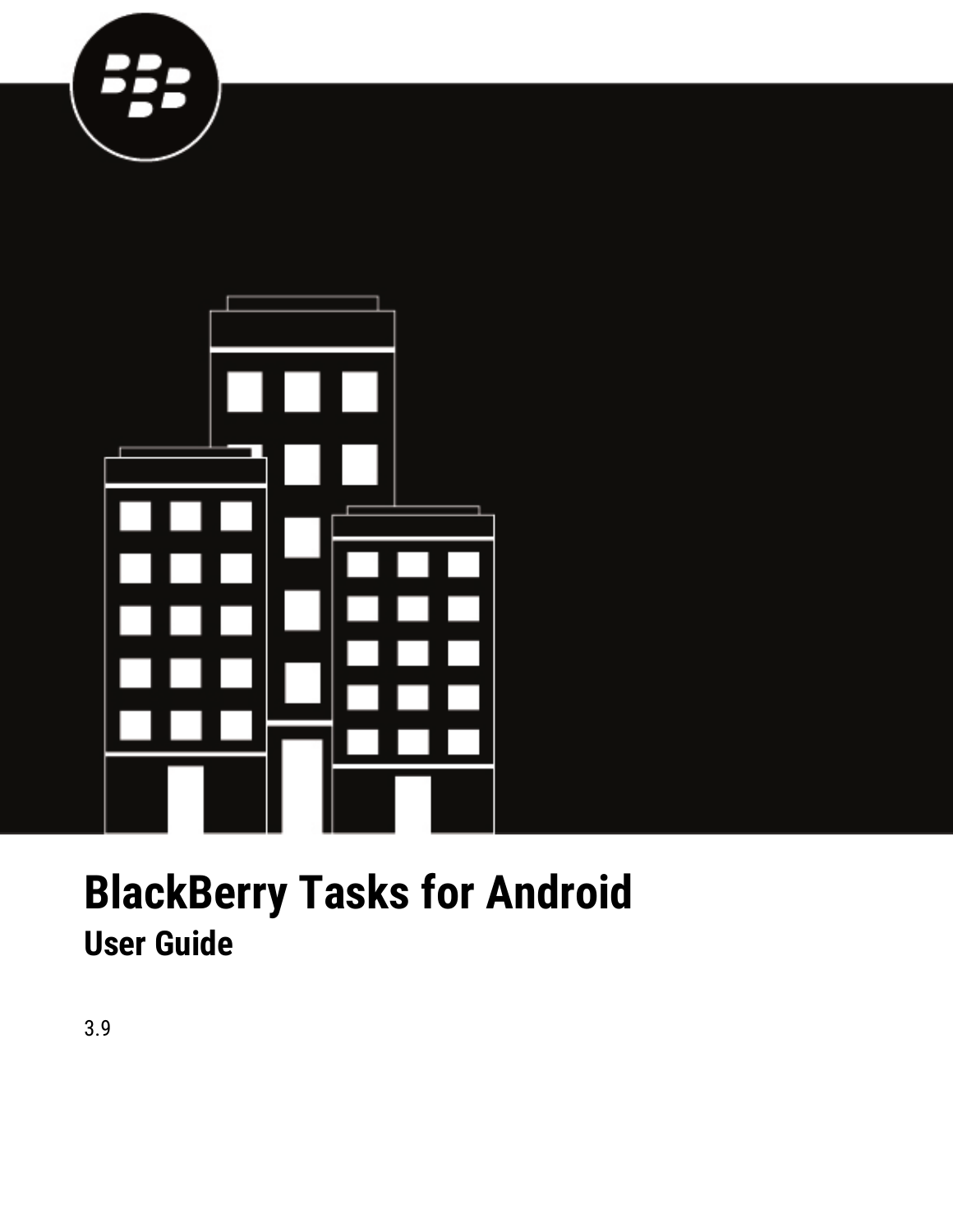# BlackBerry Tasks for Android

## User Guide

3.9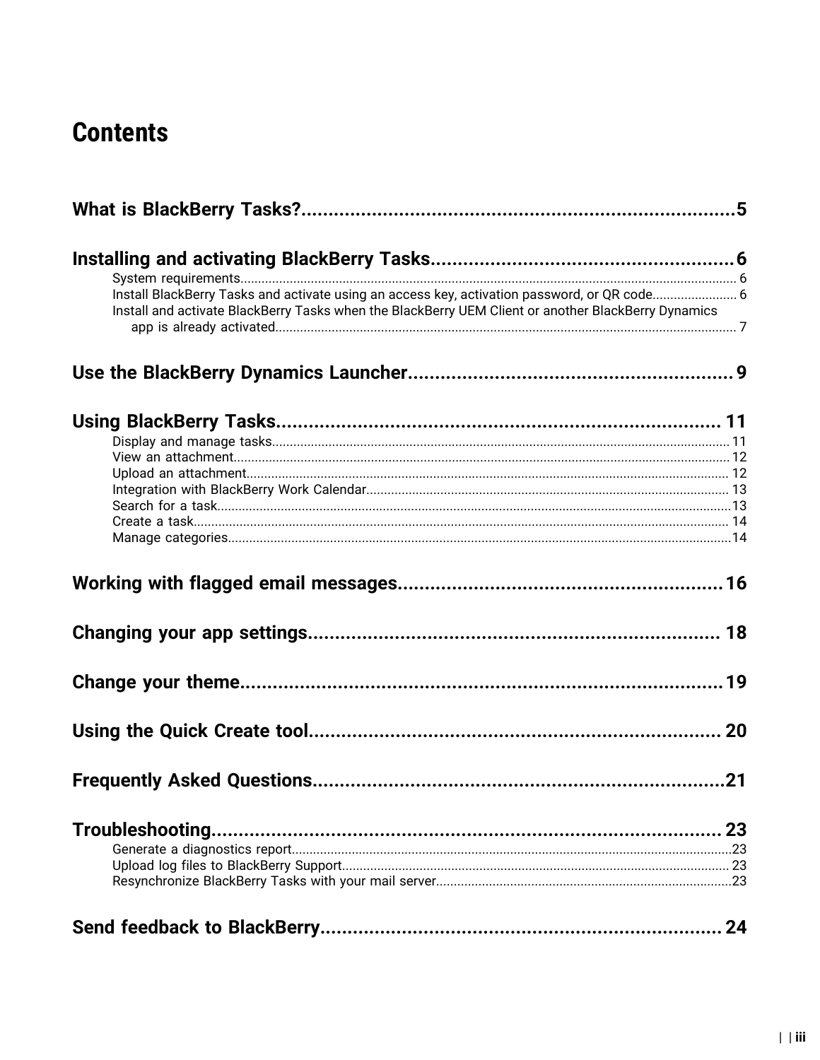# Contents

**What is BlackBerry Tasks?** 5

**Installing and activating BlackBerry Tasks** 6

- System requirements 6
- Install BlackBerry Tasks and activate using an access key, activation password, or QR code 6
- Install and activate BlackBerry Tasks when the BlackBerry UEM Client or another BlackBerry Dynamics app is already activated 7

**Use the BlackBerry Dynamics Launcher** 9

**Using BlackBerry Tasks** 11

- Display and manage tasks 11
- View an attachment 12
- Upload an attachment 12
- Integration with BlackBerry Work Calendar 13
- Search for a task 13
- Create a task 14
- Manage categories 14

**Working with flagged email messages** 16

**Changing your app settings** 18

**Change your theme** 19

**Using the Quick Create tool** 20

**Frequently Asked Questions** 21

**Troubleshooting** 23

- Generate a diagnostics report 23
- Upload log files to BlackBerry Support 23
- Resynchronize BlackBerry Tasks with your mail server 23

**Send feedback to BlackBerry** 24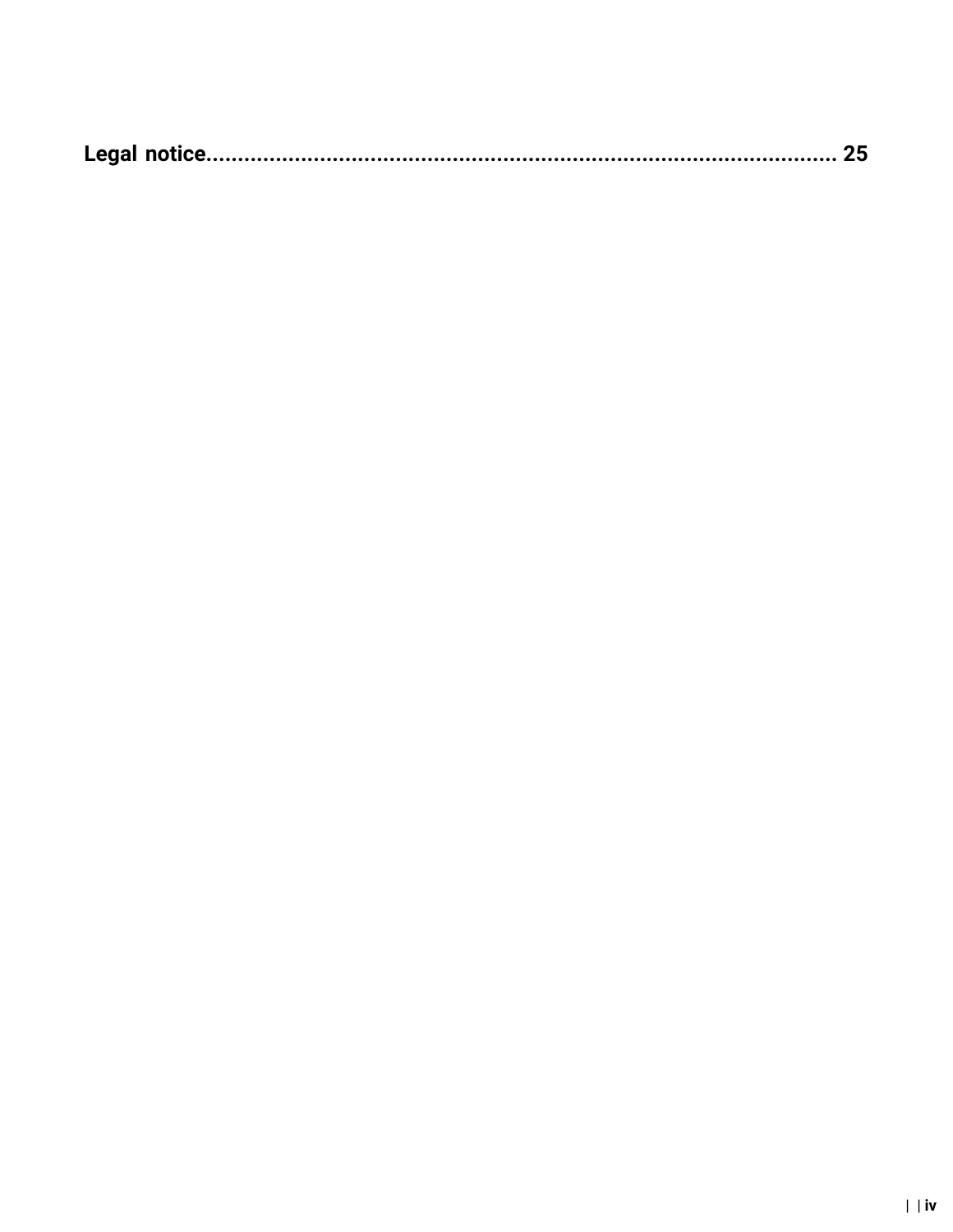**Legal notice..................................................................................................... 25**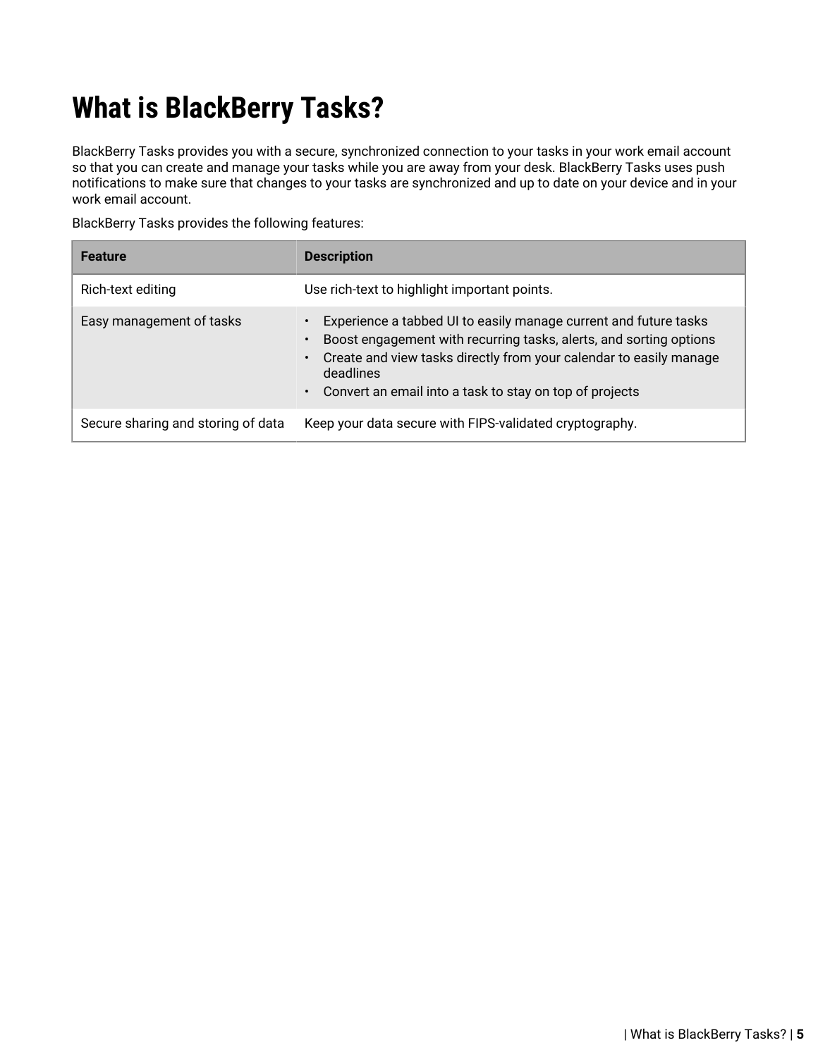# What is BlackBerry Tasks?

BlackBerry Tasks provides you with a secure, synchronized connection to your tasks in your work email account so that you can create and manage your tasks while you are away from your desk. BlackBerry Tasks uses push notifications to make sure that changes to your tasks are synchronized and up to date on your device and in your work email account.

BlackBerry Tasks provides the following features:

| Feature | Description |
| --- | --- |
| Rich-text editing | Use rich-text to highlight important points. |
| Easy management of tasks | • Experience a tabbed UI to easily manage current and future tasks<br>• Boost engagement with recurring tasks, alerts, and sorting options<br>• Create and view tasks directly from your calendar to easily manage deadlines<br>• Convert an email into a task to stay on top of projects |
| Secure sharing and storing of data | Keep your data secure with FIPS-validated cryptography. |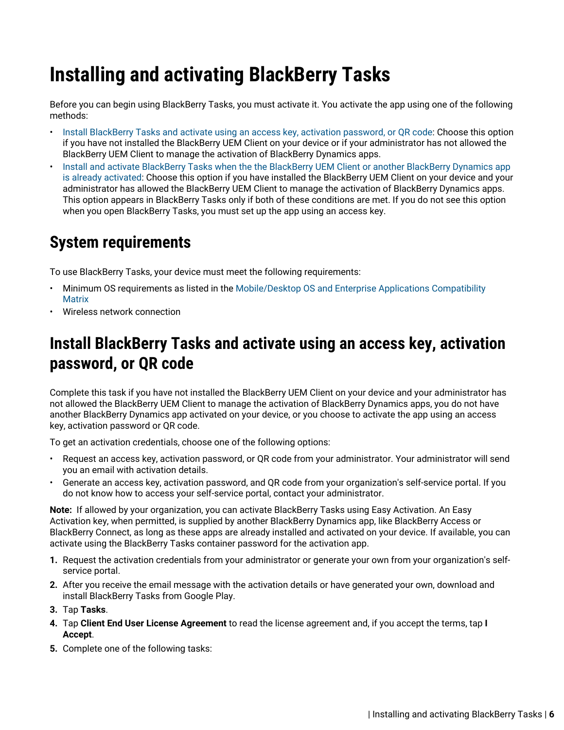# Installing and activating BlackBerry Tasks

Before you can begin using BlackBerry Tasks, you must activate it. You activate the app using one of the following methods:

- Install BlackBerry Tasks and activate using an access key, activation password, or QR code: Choose this option if you have not installed the BlackBerry UEM Client on your device or if your administrator has not allowed the BlackBerry UEM Client to manage the activation of BlackBerry Dynamics apps.
- Install and activate BlackBerry Tasks when the the BlackBerry UEM Client or another BlackBerry Dynamics app is already activated: Choose this option if you have installed the BlackBerry UEM Client on your device and your administrator has allowed the BlackBerry UEM Client to manage the activation of BlackBerry Dynamics apps. This option appears in BlackBerry Tasks only if both of these conditions are met. If you do not see this option when you open BlackBerry Tasks, you must set up the app using an access key.

## System requirements

To use BlackBerry Tasks, your device must meet the following requirements:

- Minimum OS requirements as listed in the Mobile/Desktop OS and Enterprise Applications Compatibility Matrix
- Wireless network connection

## Install BlackBerry Tasks and activate using an access key, activation password, or QR code

Complete this task if you have not installed the BlackBerry UEM Client on your device and your administrator has not allowed the BlackBerry UEM Client to manage the activation of BlackBerry Dynamics apps, you do not have another BlackBerry Dynamics app activated on your device, or you choose to activate the app using an access key, activation password or QR code.

To get an activation credentials, choose one of the following options:

- Request an access key, activation password, or QR code from your administrator. Your administrator will send you an email with activation details.
- Generate an access key, activation password, and QR code from your organization's self-service portal. If you do not know how to access your self-service portal, contact your administrator.

**Note:** If allowed by your organization, you can activate BlackBerry Tasks using Easy Activation. An Easy Activation key, when permitted, is supplied by another BlackBerry Dynamics app, like BlackBerry Access or BlackBerry Connect, as long as these apps are already installed and activated on your device. If available, you can activate using the BlackBerry Tasks container password for the activation app.

1. Request the activation credentials from your administrator or generate your own from your organization's self-service portal.
2. After you receive the email message with the activation details or have generated your own, download and install BlackBerry Tasks from Google Play.
3. Tap **Tasks**.
4. Tap **Client End User License Agreement** to read the license agreement and, if you accept the terms, tap **I Accept**.
5. Complete one of the following tasks: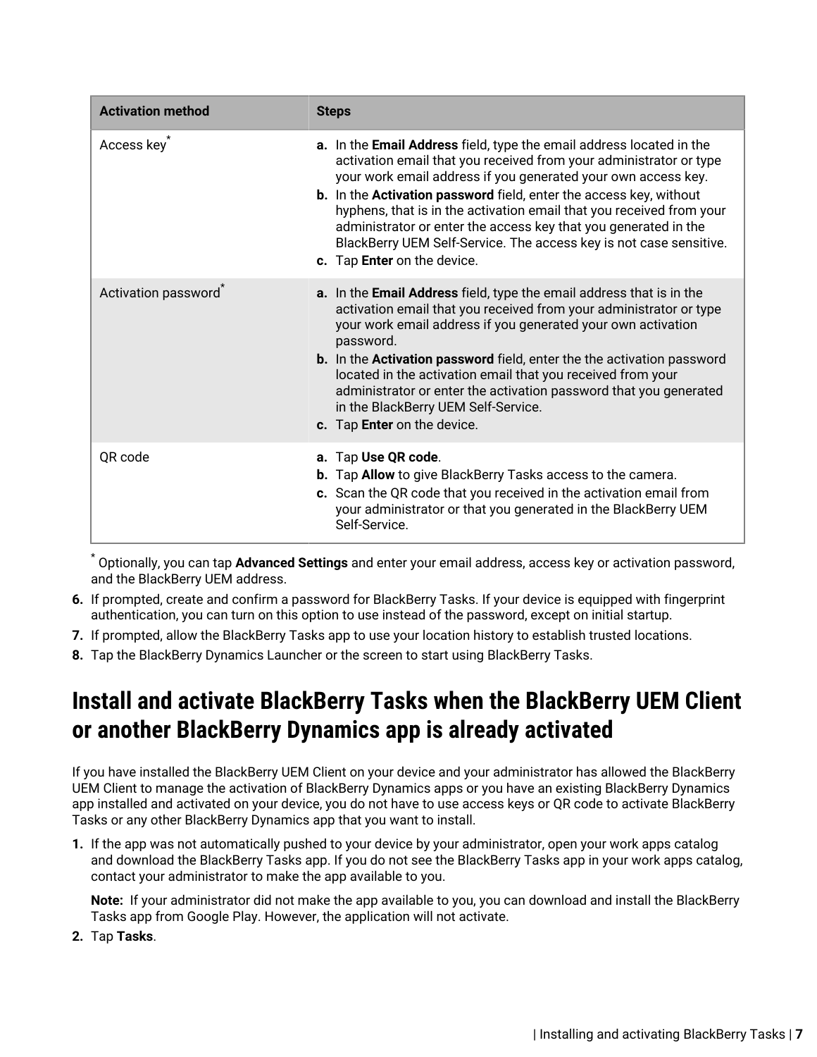| Activation method | Steps |
| --- | --- |
| Access key* | **a.** In the **Email Address** field, type the email address located in the activation email that you received from your administrator or type your work email address if you generated your own access key.<br>**b.** In the **Activation password** field, enter the access key, without hyphens, that is in the activation email that you received from your administrator or enter the access key that you generated in the BlackBerry UEM Self-Service. The access key is not case sensitive.<br>**c.** Tap **Enter** on the device. |
| Activation password* | **a.** In the **Email Address** field, type the email address that is in the activation email that you received from your administrator or type your work email address if you generated your own activation password.<br>**b.** In the **Activation password** field, enter the the activation password located in the activation email that you received from your administrator or enter the activation password that you generated in the BlackBerry UEM Self-Service.<br>**c.** Tap **Enter** on the device. |
| QR code | **a.** Tap **Use QR code**.<br>**b.** Tap **Allow** to give BlackBerry Tasks access to the camera.<br>**c.** Scan the QR code that you received in the activation email from your administrator or that you generated in the BlackBerry UEM Self-Service. |

\* Optionally, you can tap **Advanced Settings** and enter your email address, access key or activation password, and the BlackBerry UEM address.

6. If prompted, create and confirm a password for BlackBerry Tasks. If your device is equipped with fingerprint authentication, you can turn on this option to use instead of the password, except on initial startup.
7. If prompted, allow the BlackBerry Tasks app to use your location history to establish trusted locations.
8. Tap the BlackBerry Dynamics Launcher or the screen to start using BlackBerry Tasks.

# Install and activate BlackBerry Tasks when the BlackBerry UEM Client or another BlackBerry Dynamics app is already activated

If you have installed the BlackBerry UEM Client on your device and your administrator has allowed the BlackBerry UEM Client to manage the activation of BlackBerry Dynamics apps or you have an existing BlackBerry Dynamics app installed and activated on your device, you do not have to use access keys or QR code to activate BlackBerry Tasks or any other BlackBerry Dynamics app that you want to install.

1. If the app was not automatically pushed to your device by your administrator, open your work apps catalog and download the BlackBerry Tasks app. If you do not see the BlackBerry Tasks app in your work apps catalog, contact your administrator to make the app available to you.

   **Note:** If your administrator did not make the app available to you, you can download and install the BlackBerry Tasks app from Google Play. However, the application will not activate.

2. Tap **Tasks**.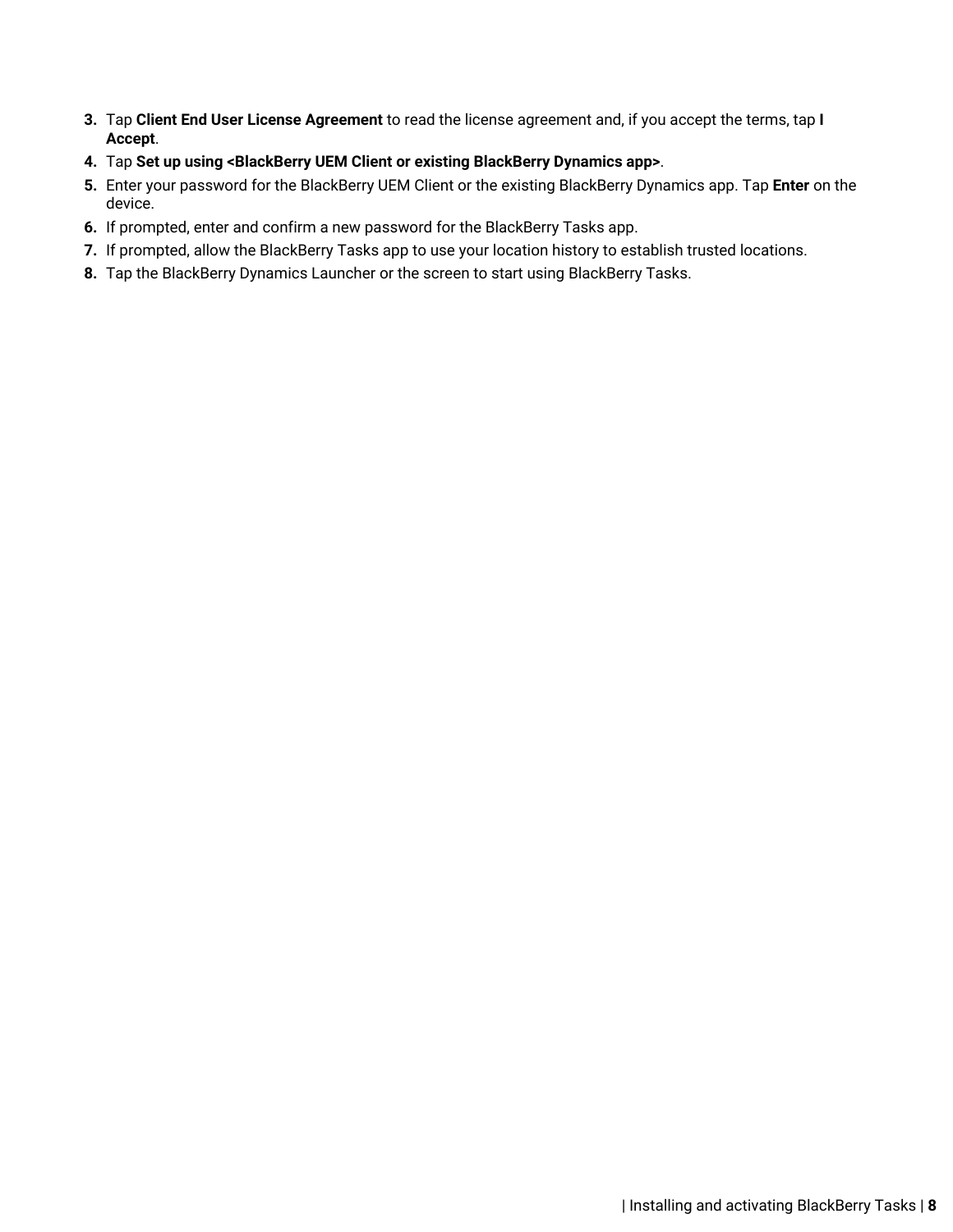3. Tap **Client End User License Agreement** to read the license agreement and, if you accept the terms, tap **I Accept**.
4. Tap **Set up using <BlackBerry UEM Client or existing BlackBerry Dynamics app>**.
5. Enter your password for the BlackBerry UEM Client or the existing BlackBerry Dynamics app. Tap **Enter** on the device.
6. If prompted, enter and confirm a new password for the BlackBerry Tasks app.
7. If prompted, allow the BlackBerry Tasks app to use your location history to establish trusted locations.
8. Tap the BlackBerry Dynamics Launcher or the screen to start using BlackBerry Tasks.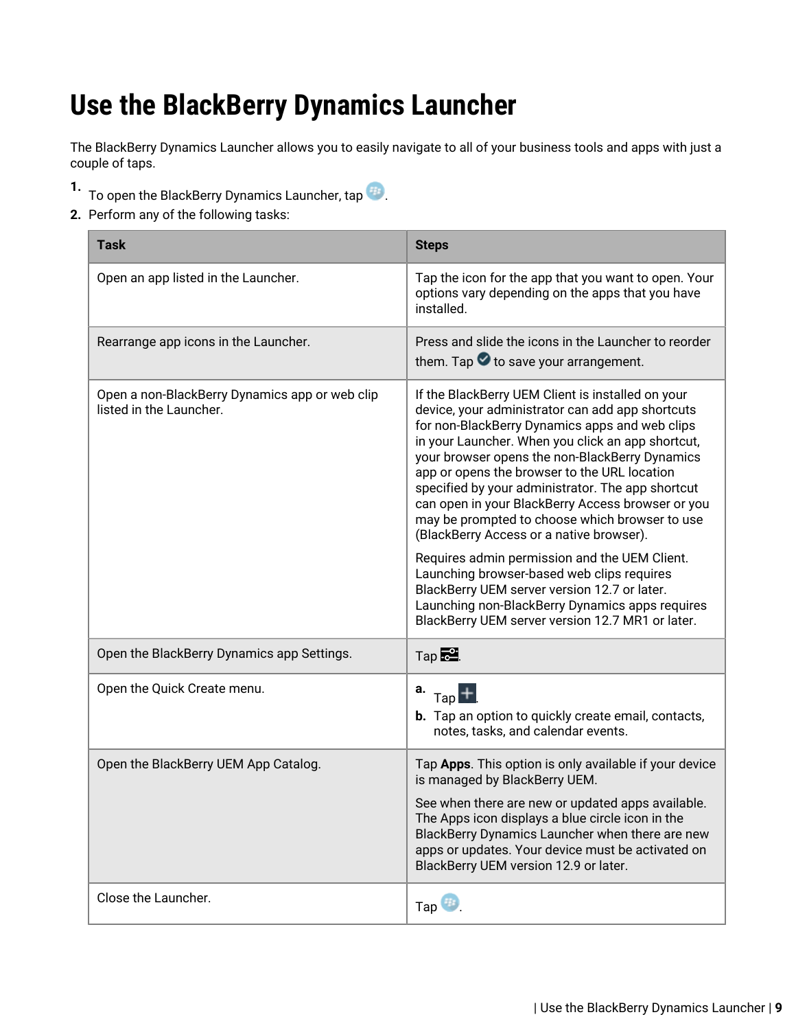# Use the BlackBerry Dynamics Launcher

The BlackBerry Dynamics Launcher allows you to easily navigate to all of your business tools and apps with just a couple of taps.

1. To open the BlackBerry Dynamics Launcher, tap .
2. Perform any of the following tasks:

| Task | Steps |
| --- | --- |
| Open an app listed in the Launcher. | Tap the icon for the app that you want to open. Your options vary depending on the apps that you have installed. |
| Rearrange app icons in the Launcher. | Press and slide the icons in the Launcher to reorder them. Tap  to save your arrangement. |
| Open a non-BlackBerry Dynamics app or web clip listed in the Launcher. | If the BlackBerry UEM Client is installed on your device, your administrator can add app shortcuts for non-BlackBerry Dynamics apps and web clips in your Launcher. When you click an app shortcut, your browser opens the non-BlackBerry Dynamics app or opens the browser to the URL location specified by your administrator. The app shortcut can open in your BlackBerry Access browser or you may be prompted to choose which browser to use (BlackBerry Access or a native browser).<br><br>Requires admin permission and the UEM Client. Launching browser-based web clips requires BlackBerry UEM server version 12.7 or later. Launching non-BlackBerry Dynamics apps requires BlackBerry UEM server version 12.7 MR1 or later. |
| Open the BlackBerry Dynamics app Settings. | Tap . |
| Open the Quick Create menu. | **a.** Tap .<br>**b.** Tap an option to quickly create email, contacts, notes, tasks, and calendar events. |
| Open the BlackBerry UEM App Catalog. | Tap **Apps**. This option is only available if your device is managed by BlackBerry UEM.<br><br>See when there are new or updated apps available. The Apps icon displays a blue circle icon in the BlackBerry Dynamics Launcher when there are new apps or updates. Your device must be activated on BlackBerry UEM version 12.9 or later. |
| Close the Launcher. | Tap . |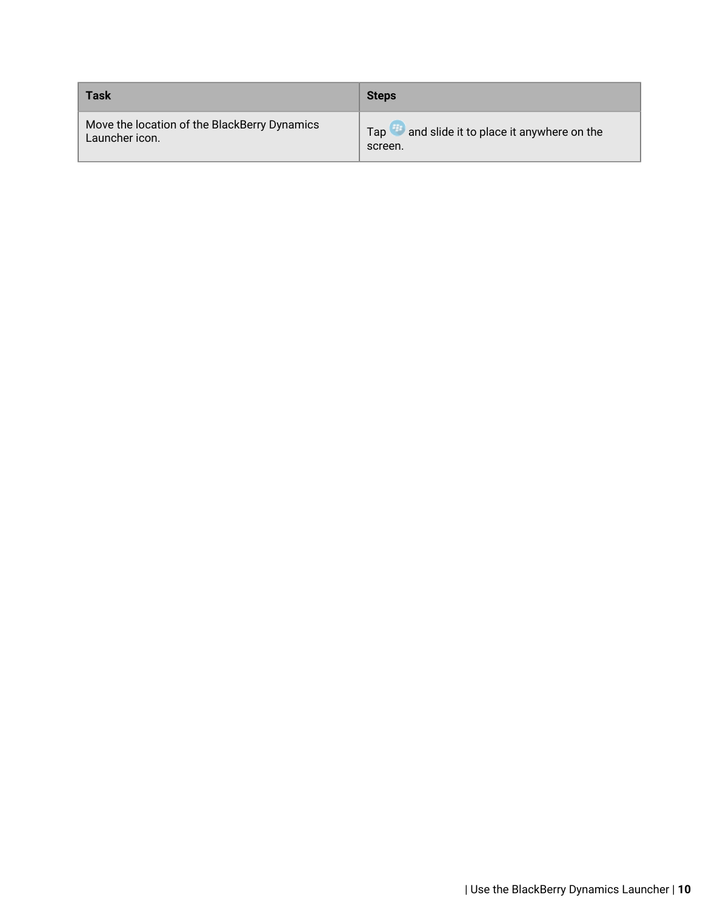| Task | Steps |
| --- | --- |
| Move the location of the BlackBerry Dynamics Launcher icon. | Tap and slide it to place it anywhere on the screen. |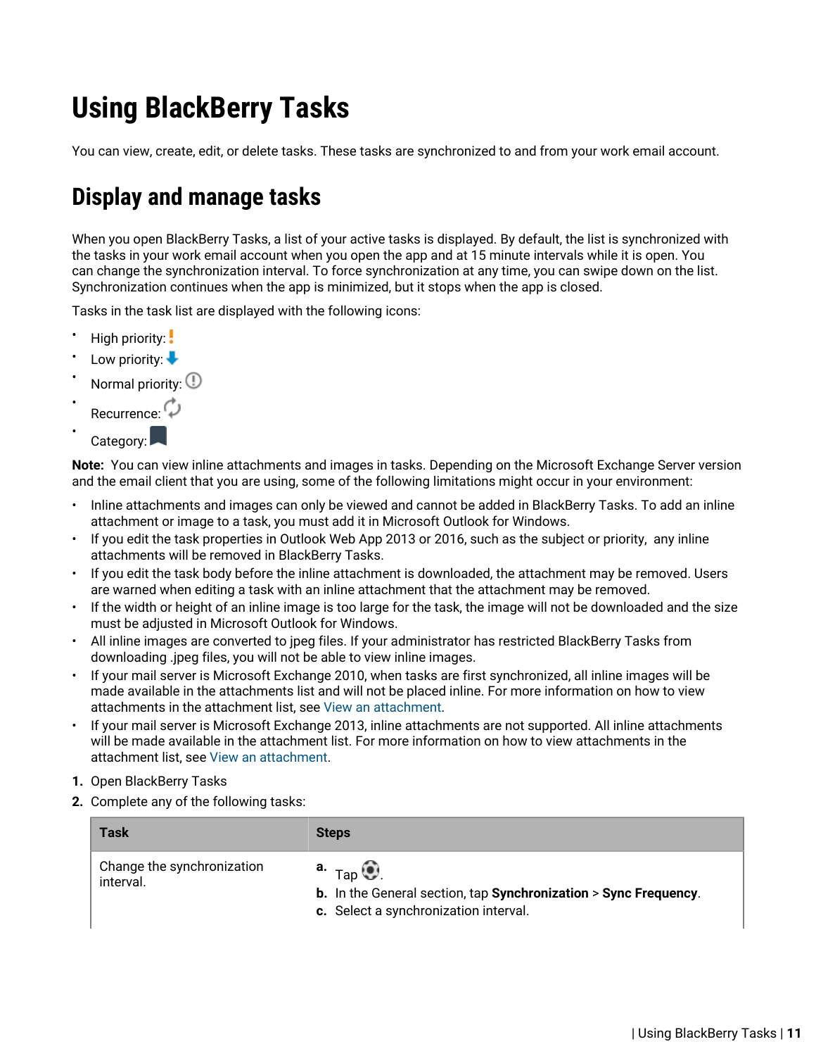# Using BlackBerry Tasks

You can view, create, edit, or delete tasks. These tasks are synchronized to and from your work email account.

## Display and manage tasks

When you open BlackBerry Tasks, a list of your active tasks is displayed. By default, the list is synchronized with the tasks in your work email account when you open the app and at 15 minute intervals while it is open. You can change the synchronization interval. To force synchronization at any time, you can swipe down on the list. Synchronization continues when the app is minimized, but it stops when the app is closed.

Tasks in the task list are displayed with the following icons:

- High priority:
- Low priority:
- Normal priority:
- Recurrence:
- Category:

**Note:** You can view inline attachments and images in tasks. Depending on the Microsoft Exchange Server version and the email client that you are using, some of the following limitations might occur in your environment:

- Inline attachments and images can only be viewed and cannot be added in BlackBerry Tasks. To add an inline attachment or image to a task, you must add it in Microsoft Outlook for Windows.
- If you edit the task properties in Outlook Web App 2013 or 2016, such as the subject or priority, any inline attachments will be removed in BlackBerry Tasks.
- If you edit the task body before the inline attachment is downloaded, the attachment may be removed. Users are warned when editing a task with an inline attachment that the attachment may be removed.
- If the width or height of an inline image is too large for the task, the image will not be downloaded and the size must be adjusted in Microsoft Outlook for Windows.
- All inline images are converted to jpeg files. If your administrator has restricted BlackBerry Tasks from downloading .jpeg files, you will not be able to view inline images.
- If your mail server is Microsoft Exchange 2010, when tasks are first synchronized, all inline images will be made available in the attachments list and will not be placed inline. For more information on how to view attachments in the attachment list, see View an attachment.
- If your mail server is Microsoft Exchange 2013, inline attachments are not supported. All inline attachments will be made available in the attachment list. For more information on how to view attachments in the attachment list, see View an attachment.

1. Open BlackBerry Tasks
2. Complete any of the following tasks:

| Task | Steps |
|---|---|
| Change the synchronization interval. | a. Tap . <br> b. In the General section, tap **Synchronization** > **Sync Frequency**. <br> c. Select a synchronization interval. |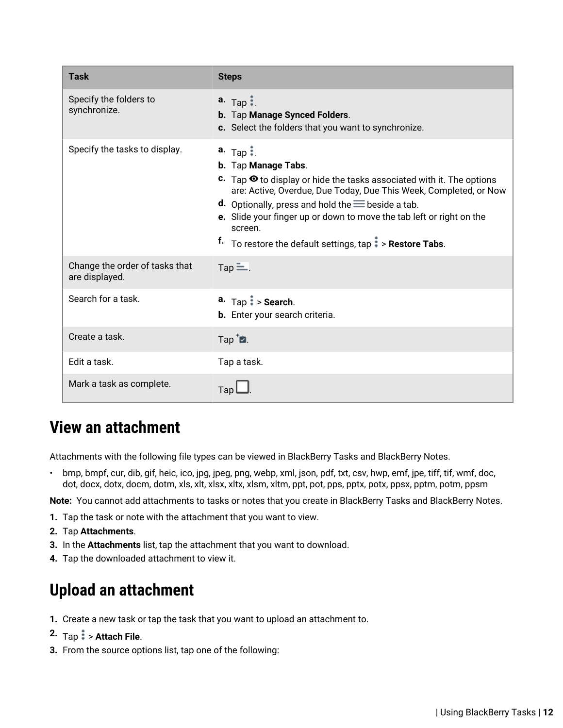| Task | Steps |
| --- | --- |
| Specify the folders to synchronize. | a. Tap ⋮.<br>b. Tap **Manage Synced Folders**.<br>c. Select the folders that you want to synchronize. |
| Specify the tasks to display. | a. Tap ⋮.<br>b. Tap **Manage Tabs**.<br>c. Tap 👁 to display or hide the tasks associated with it. The options are: Active, Overdue, Due Today, Due This Week, Completed, or Now<br>d. Optionally, press and hold the ☰ beside a tab.<br>e. Slide your finger up or down to move the tab left or right on the screen.<br>f. To restore the default settings, tap ⋮ > **Restore Tabs**. |
| Change the order of tasks that are displayed. | Tap ☰. |
| Search for a task. | a. Tap ⋮ > **Search**.<br>b. Enter your search criteria. |
| Create a task. | Tap ☑. |
| Edit a task. | Tap a task. |
| Mark a task as complete. | Tap ☐. |

## View an attachment

Attachments with the following file types can be viewed in BlackBerry Tasks and BlackBerry Notes.

- bmp, bmpf, cur, dib, gif, heic, ico, jpg, jpeg, png, webp, xml, json, pdf, txt, csv, hwp, emf, jpe, tiff, tif, wmf, doc, dot, docx, dotx, docm, dotm, xls, xlt, xlsx, xltx, xlsm, xltm, ppt, pot, pps, pptx, potx, ppsx, pptm, potm, ppsm

**Note:** You cannot add attachments to tasks or notes that you create in BlackBerry Tasks and BlackBerry Notes.

1. Tap the task or note with the attachment that you want to view.
2. Tap **Attachments**.
3. In the **Attachments** list, tap the attachment that you want to download.
4. Tap the downloaded attachment to view it.

## Upload an attachment

1. Create a new task or tap the task that you want to upload an attachment to.
2. Tap ⋮ > **Attach File**.
3. From the source options list, tap one of the following: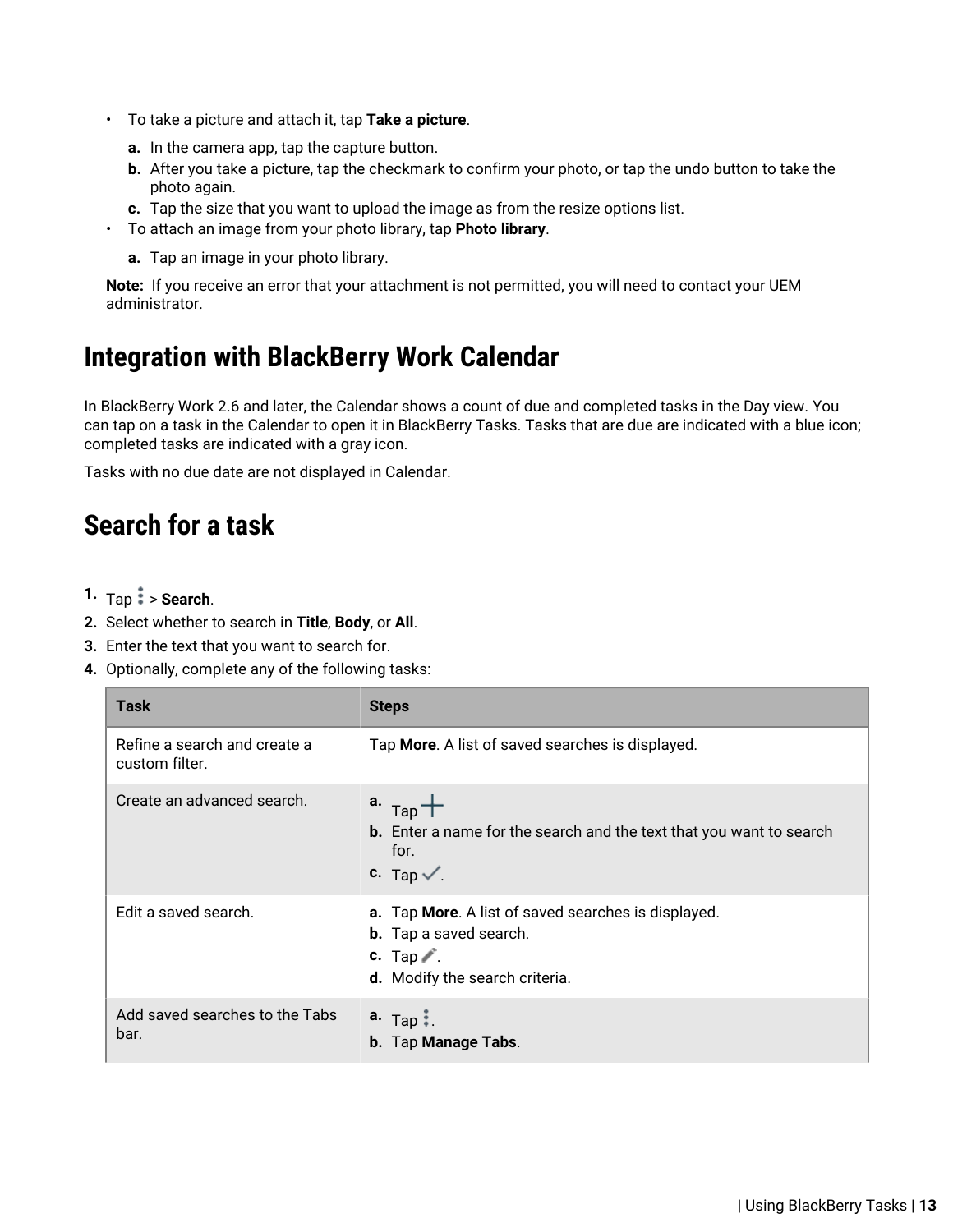- To take a picture and attach it, tap **Take a picture**.
  a. In the camera app, tap the capture button.
  b. After you take a picture, tap the checkmark to confirm your photo, or tap the undo button to take the photo again.
  c. Tap the size that you want to upload the image as from the resize options list.
- To attach an image from your photo library, tap **Photo library**.
  a. Tap an image in your photo library.

**Note:** If you receive an error that your attachment is not permitted, you will need to contact your UEM administrator.

## Integration with BlackBerry Work Calendar

In BlackBerry Work 2.6 and later, the Calendar shows a count of due and completed tasks in the Day view. You can tap on a task in the Calendar to open it in BlackBerry Tasks. Tasks that are due are indicated with a blue icon; completed tasks are indicated with a gray icon.

Tasks with no due date are not displayed in Calendar.

## Search for a task

1. Tap ⋮ > **Search**.
2. Select whether to search in **Title**, **Body**, or **All**.
3. Enter the text that you want to search for.
4. Optionally, complete any of the following tasks:

| Task | Steps |
|---|---|
| Refine a search and create a custom filter. | Tap **More**. A list of saved searches is displayed. |
| Create an advanced search. | a. Tap + <br> b. Enter a name for the search and the text that you want to search for. <br> c. Tap ✓. |
| Edit a saved search. | a. Tap **More**. A list of saved searches is displayed. <br> b. Tap a saved search. <br> c. Tap ✎. <br> d. Modify the search criteria. |
| Add saved searches to the Tabs bar. | a. Tap ⋮. <br> b. Tap **Manage Tabs**. |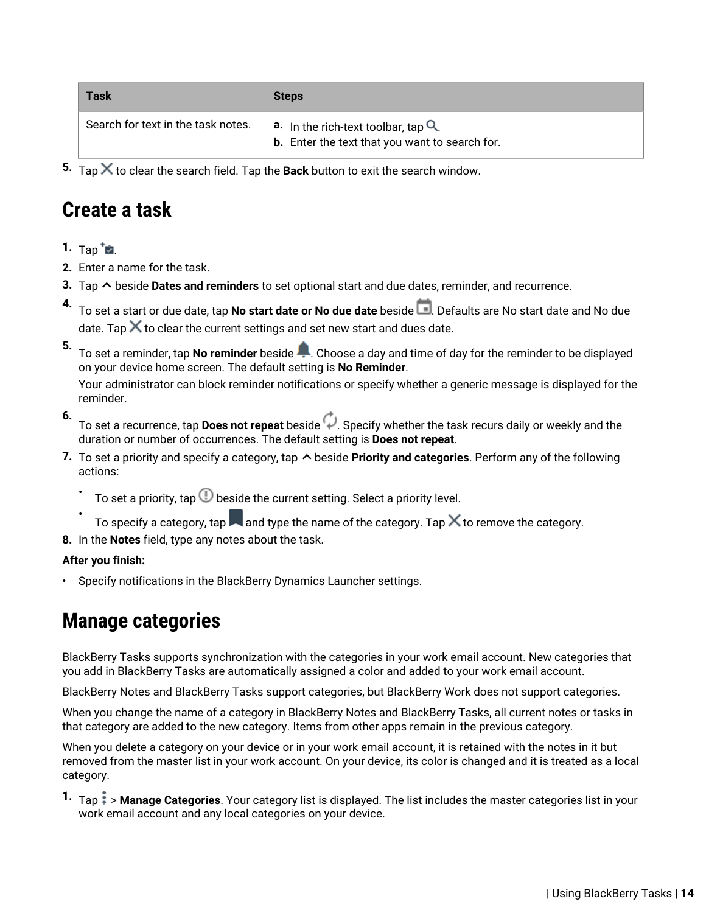| Task | Steps |
| --- | --- |
| Search for text in the task notes. | a. In the rich-text toolbar, tap . b. Enter the text that you want to search for. |

5. Tap  to clear the search field. Tap the **Back** button to exit the search window.

## Create a task

1. Tap .
2. Enter a name for the task.
3. Tap  beside **Dates and reminders** to set optional start and due dates, reminder, and recurrence.
4. To set a start or due date, tap **No start date or No due date** beside . Defaults are No start date and No due date. Tap  to clear the current settings and set new start and dues date.
5. To set a reminder, tap **No reminder** beside . Choose a day and time of day for the reminder to be displayed on your device home screen. The default setting is **No Reminder**.

   Your administrator can block reminder notifications or specify whether a generic message is displayed for the reminder.
6. To set a recurrence, tap **Does not repeat** beside . Specify whether the task recurs daily or weekly and the duration or number of occurrences. The default setting is **Does not repeat**.
7. To set a priority and specify a category, tap  beside **Priority and categories**. Perform any of the following actions:
   - To set a priority, tap  beside the current setting. Select a priority level.
   - To specify a category, tap  and type the name of the category. Tap  to remove the category.
8. In the **Notes** field, type any notes about the task.

**After you finish:**

- Specify notifications in the BlackBerry Dynamics Launcher settings.

## Manage categories

BlackBerry Tasks supports synchronization with the categories in your work email account. New categories that you add in BlackBerry Tasks are automatically assigned a color and added to your work email account.

BlackBerry Notes and BlackBerry Tasks support categories, but BlackBerry Work does not support categories.

When you change the name of a category in BlackBerry Notes and BlackBerry Tasks, all current notes or tasks in that category are added to the new category. Items from other apps remain in the previous category.

When you delete a category on your device or in your work email account, it is retained with the notes in it but removed from the master list in your work account. On your device, its color is changed and it is treated as a local category.

1. Tap  > **Manage Categories**. Your category list is displayed. The list includes the master categories list in your work email account and any local categories on your device.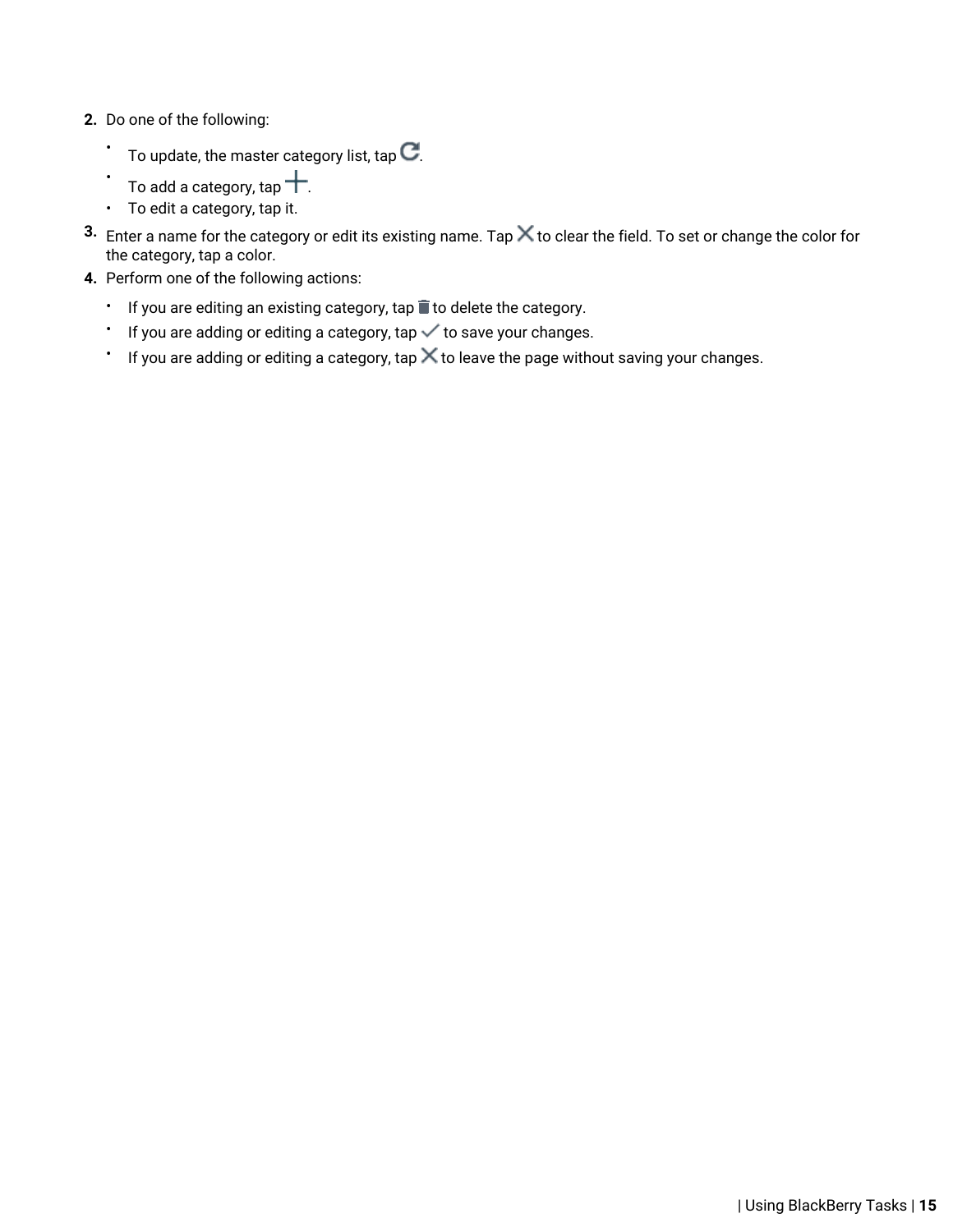2. Do one of the following:
   - To update, the master category list, tap ⟳.
   - To add a category, tap +.
   - To edit a category, tap it.
3. Enter a name for the category or edit its existing name. Tap ✕ to clear the field. To set or change the color for the category, tap a color.
4. Perform one of the following actions:
   - If you are editing an existing category, tap 🗑 to delete the category.
   - If you are adding or editing a category, tap ✓ to save your changes.
   - If you are adding or editing a category, tap ✕ to leave the page without saving your changes.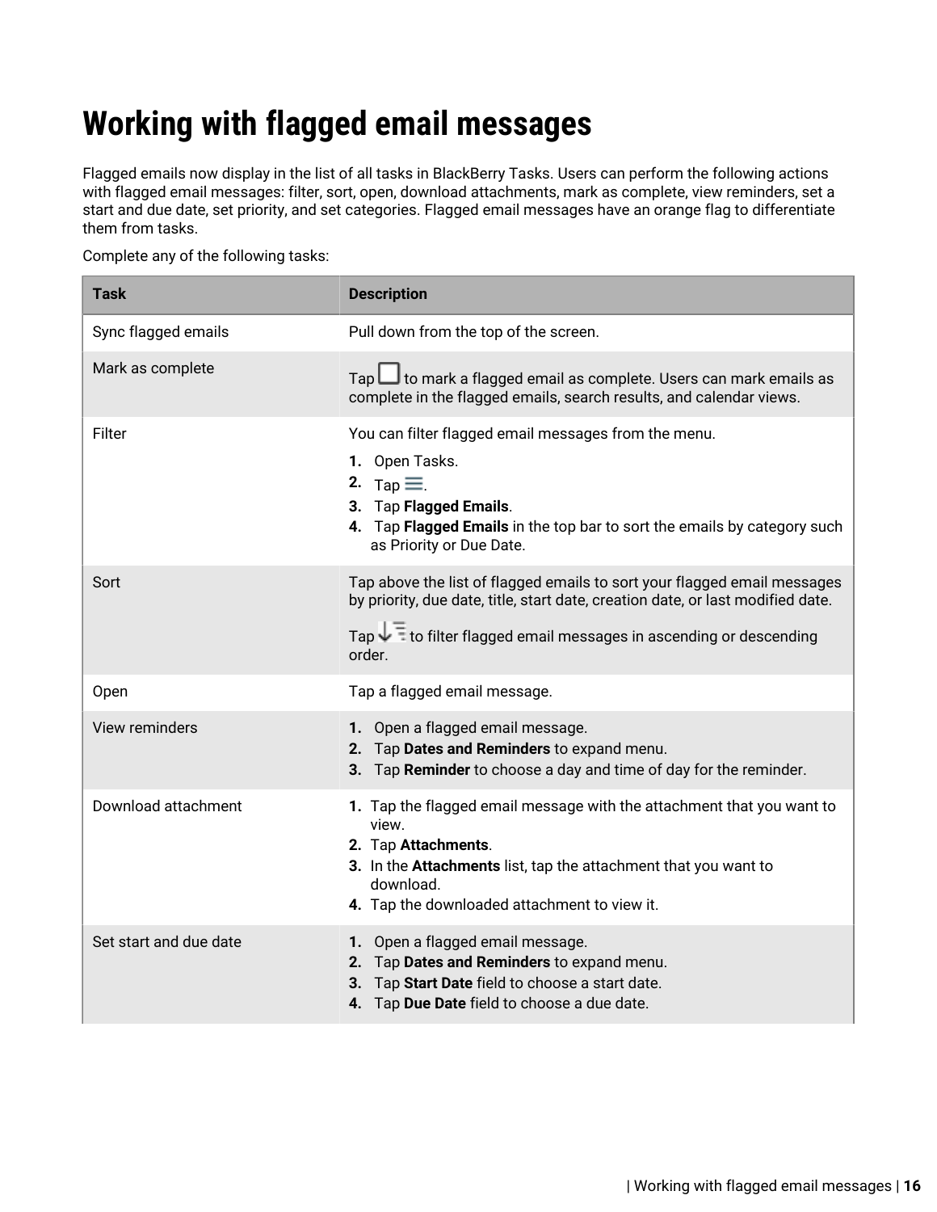# Working with flagged email messages

Flagged emails now display in the list of all tasks in BlackBerry Tasks. Users can perform the following actions with flagged email messages: filter, sort, open, download attachments, mark as complete, view reminders, set a start and due date, set priority, and set categories. Flagged email messages have an orange flag to differentiate them from tasks.

Complete any of the following tasks:

| Task | Description |
|---|---|
| Sync flagged emails | Pull down from the top of the screen. |
| Mark as complete | Tap ☐ to mark a flagged email as complete. Users can mark emails as complete in the flagged emails, search results, and calendar views. |
| Filter | You can filter flagged email messages from the menu.<br>**1.** Open Tasks.<br>**2.** Tap ☰.<br>**3.** Tap **Flagged Emails**.<br>**4.** Tap **Flagged Emails** in the top bar to sort the emails by category such as Priority or Due Date. |
| Sort | Tap above the list of flagged emails to sort your flagged email messages by priority, due date, title, start date, creation date, or last modified date.<br><br>Tap ↓ to filter flagged email messages in ascending or descending order. |
| Open | Tap a flagged email message. |
| View reminders | **1.** Open a flagged email message.<br>**2.** Tap **Dates and Reminders** to expand menu.<br>**3.** Tap **Reminder** to choose a day and time of day for the reminder. |
| Download attachment | **1.** Tap the flagged email message with the attachment that you want to view.<br>**2.** Tap **Attachments**.<br>**3.** In the **Attachments** list, tap the attachment that you want to download.<br>**4.** Tap the downloaded attachment to view it. |
| Set start and due date | **1.** Open a flagged email message.<br>**2.** Tap **Dates and Reminders** to expand menu.<br>**3.** Tap **Start Date** field to choose a start date.<br>**4.** Tap **Due Date** field to choose a due date. |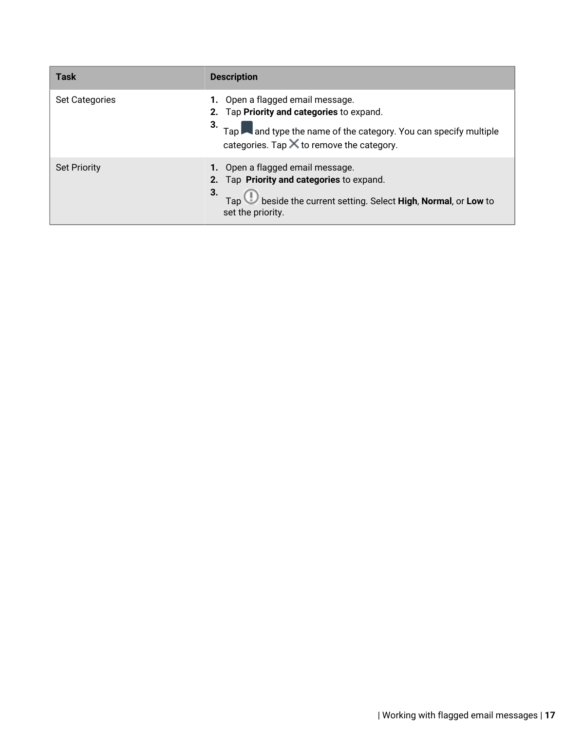| Task | Description |
| --- | --- |
| Set Categories | 1. Open a flagged email message.<br>2. Tap **Priority and categories** to expand.<br>3. Tap and type the name of the category. You can specify multiple categories. Tap to remove the category. |
| Set Priority | 1. Open a flagged email message.<br>2. Tap **Priority and categories** to expand.<br>3. Tap beside the current setting. Select **High**, **Normal**, or **Low** to set the priority. |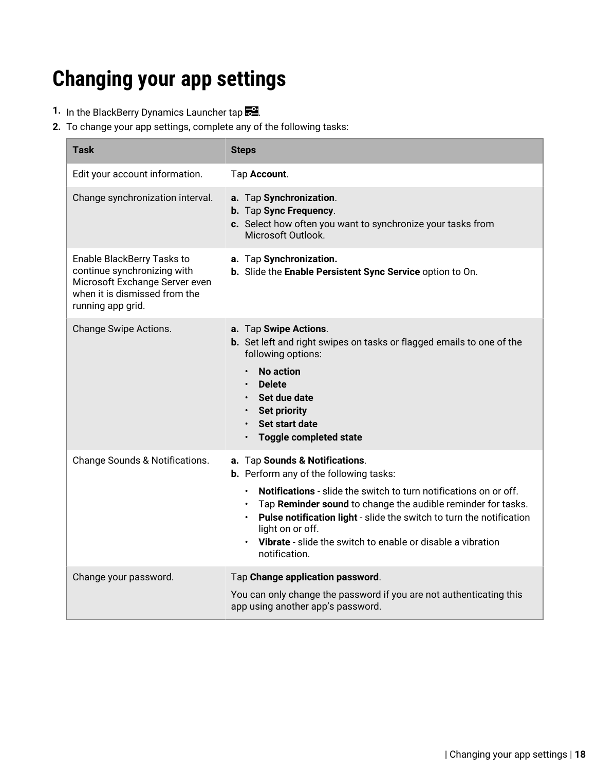# Changing your app settings

1. In the BlackBerry Dynamics Launcher tap .
2. To change your app settings, complete any of the following tasks:

| Task | Steps |
| --- | --- |
| Edit your account information. | Tap **Account**. |
| Change synchronization interval. | **a.** Tap **Synchronization**.<br>**b.** Tap **Sync Frequency**.<br>**c.** Select how often you want to synchronize your tasks from Microsoft Outlook. |
| Enable BlackBerry Tasks to continue synchronizing with Microsoft Exchange Server even when it is dismissed from the running app grid. | **a.** Tap **Synchronization.**<br>**b.** Slide the **Enable Persistent Sync Service** option to On. |
| Change Swipe Actions. | **a.** Tap **Swipe Actions**.<br>**b.** Set left and right swipes on tasks or flagged emails to one of the following options:<br>• **No action**<br>• **Delete**<br>• **Set due date**<br>• **Set priority**<br>• **Set start date**<br>• **Toggle completed state** |
| Change Sounds & Notifications. | **a.** Tap **Sounds & Notifications**.<br>**b.** Perform any of the following tasks:<br>• **Notifications** - slide the switch to turn notifications on or off.<br>• Tap **Reminder sound** to change the audible reminder for tasks.<br>• **Pulse notification light** - slide the switch to turn the notification light on or off.<br>• **Vibrate** - slide the switch to enable or disable a vibration notification. |
| Change your password. | Tap **Change application password**.<br>You can only change the password if you are not authenticating this app using another app's password. |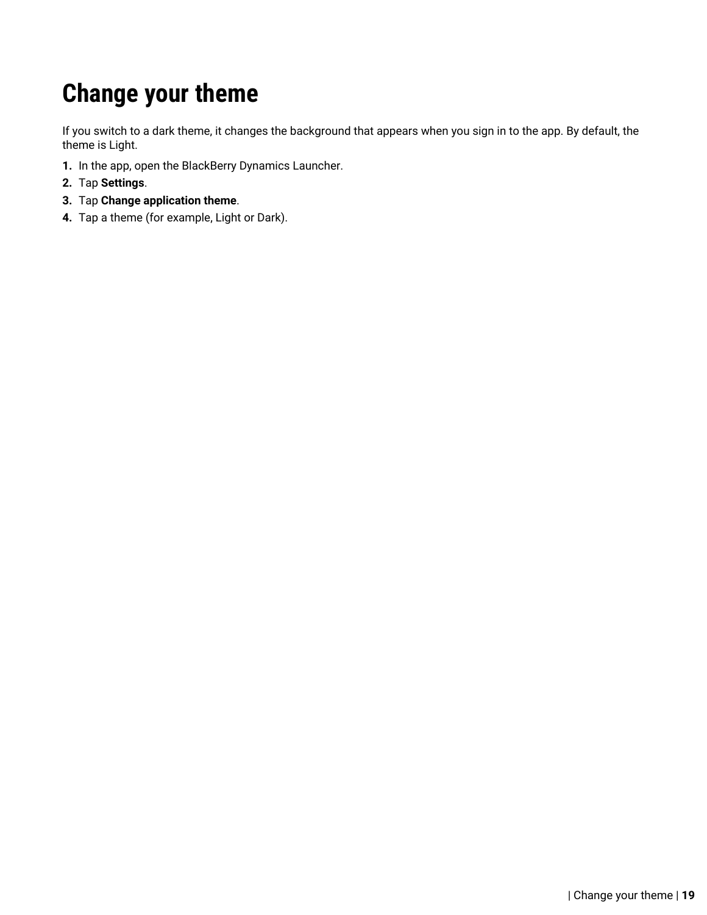# Change your theme

If you switch to a dark theme, it changes the background that appears when you sign in to the app. By default, the theme is Light.

1. In the app, open the BlackBerry Dynamics Launcher.
2. Tap **Settings**.
3. Tap **Change application theme**.
4. Tap a theme (for example, Light or Dark).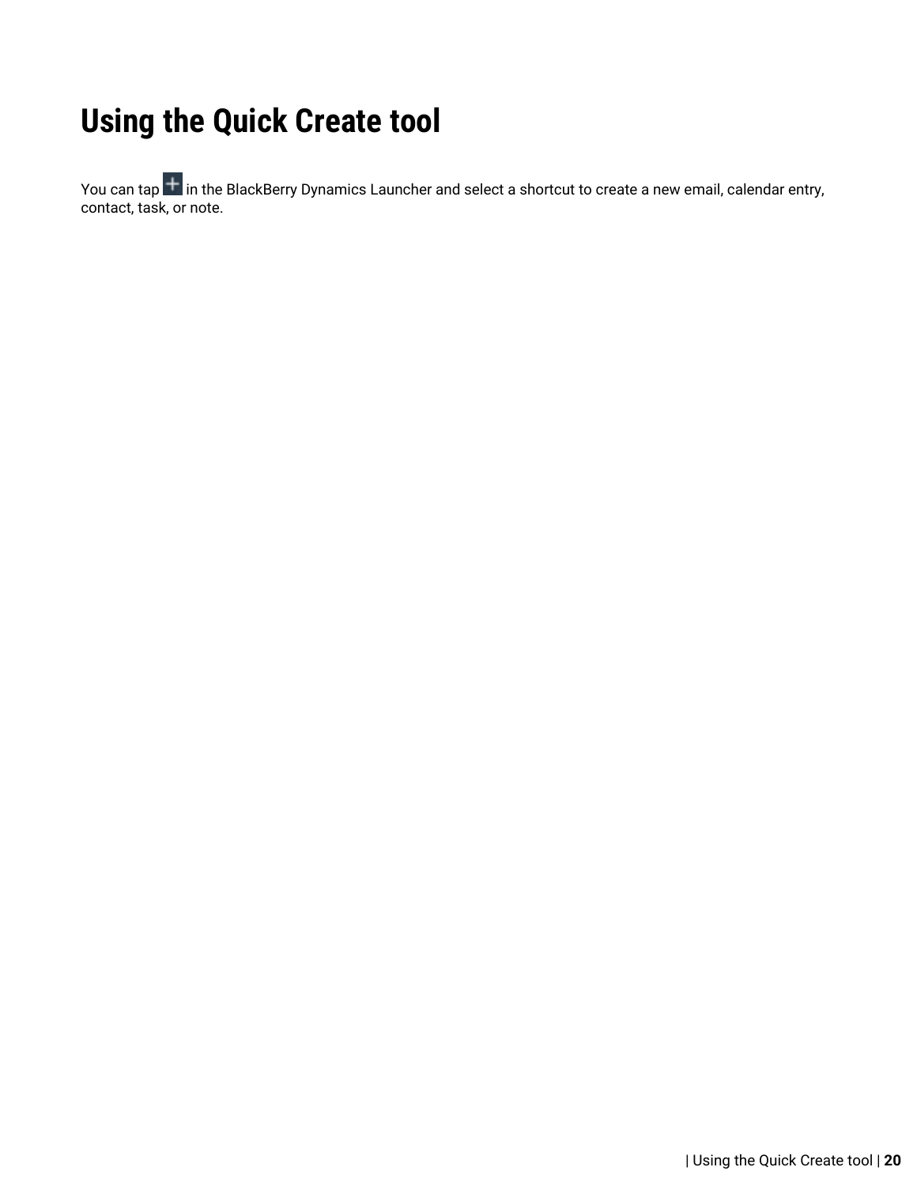# Using the Quick Create tool

You can tap + in the BlackBerry Dynamics Launcher and select a shortcut to create a new email, calendar entry, contact, task, or note.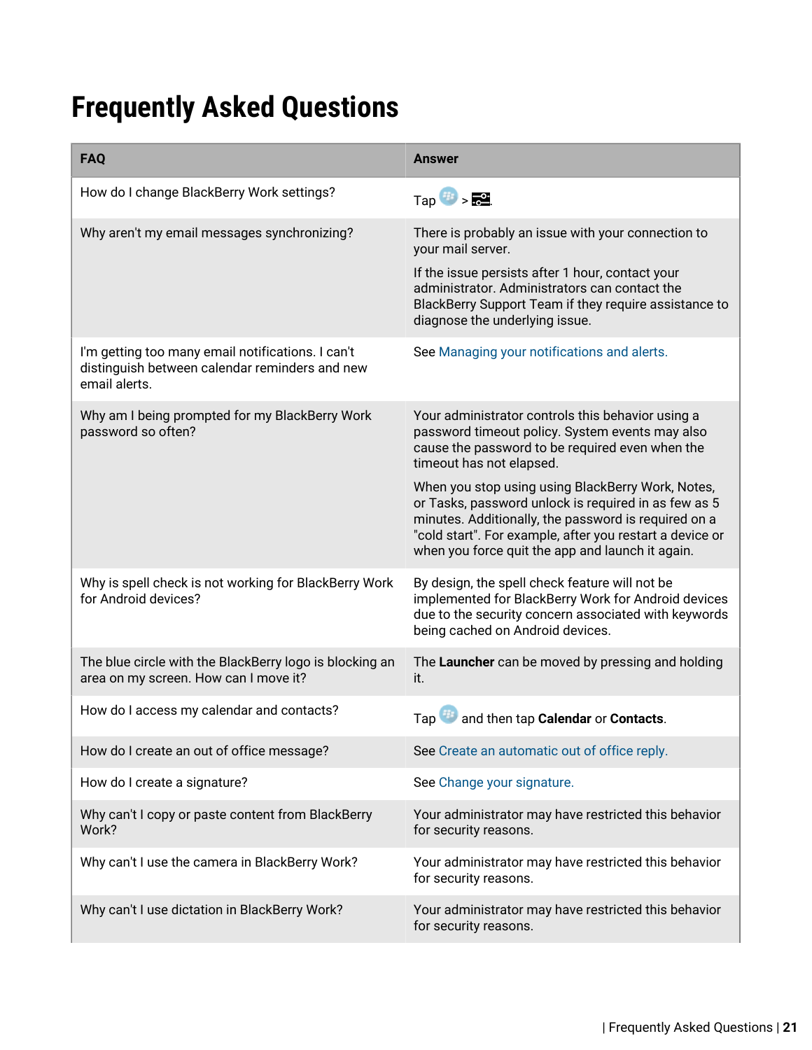# Frequently Asked Questions

| FAQ | Answer |
|---|---|
| How do I change BlackBerry Work settings? | Tap > . |
| Why aren't my email messages synchronizing? | There is probably an issue with your connection to your mail server.<br><br>If the issue persists after 1 hour, contact your administrator. Administrators can contact the BlackBerry Support Team if they require assistance to diagnose the underlying issue. |
| I'm getting too many email notifications. I can't distinguish between calendar reminders and new email alerts. | See Managing your notifications and alerts. |
| Why am I being prompted for my BlackBerry Work password so often? | Your administrator controls this behavior using a password timeout policy. System events may also cause the password to be required even when the timeout has not elapsed.<br><br>When you stop using using BlackBerry Work, Notes, or Tasks, password unlock is required in as few as 5 minutes. Additionally, the password is required on a "cold start". For example, after you restart a device or when you force quit the app and launch it again. |
| Why is spell check is not working for BlackBerry Work for Android devices? | By design, the spell check feature will not be implemented for BlackBerry Work for Android devices due to the security concern associated with keywords being cached on Android devices. |
| The blue circle with the BlackBerry logo is blocking an area on my screen. How can I move it? | The **Launcher** can be moved by pressing and holding it. |
| How do I access my calendar and contacts? | Tap and then tap **Calendar** or **Contacts**. |
| How do I create an out of office message? | See Create an automatic out of office reply. |
| How do I create a signature? | See Change your signature. |
| Why can't I copy or paste content from BlackBerry Work? | Your administrator may have restricted this behavior for security reasons. |
| Why can't I use the camera in BlackBerry Work? | Your administrator may have restricted this behavior for security reasons. |
| Why can't I use dictation in BlackBerry Work? | Your administrator may have restricted this behavior for security reasons. |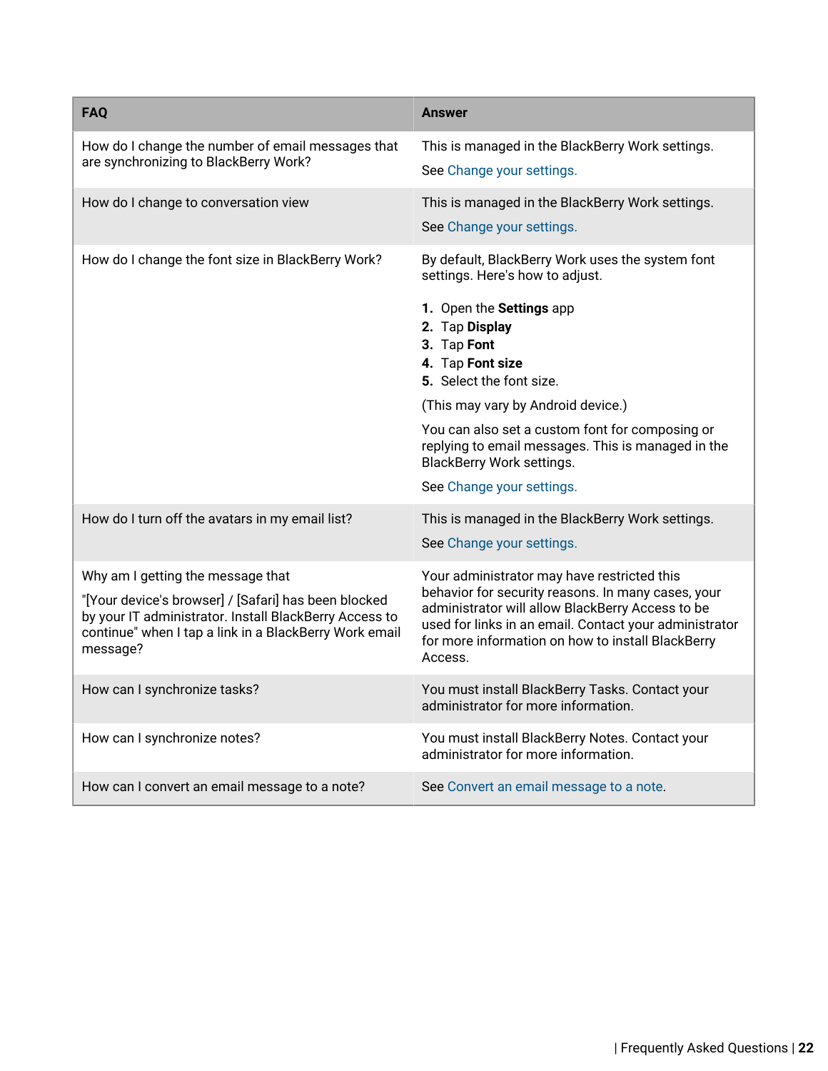| FAQ | Answer |
|---|---|
| How do I change the number of email messages that are synchronizing to BlackBerry Work? | This is managed in the BlackBerry Work settings.<br><br>See Change your settings. |
| How do I change to conversation view | This is managed in the BlackBerry Work settings.<br><br>See Change your settings. |
| How do I change the font size in BlackBerry Work? | By default, BlackBerry Work uses the system font settings. Here's how to adjust.<br><br>1. Open the **Settings** app<br>2. Tap **Display**<br>3. Tap **Font**<br>4. Tap **Font size**<br>5. Select the font size.<br><br>(This may vary by Android device.)<br><br>You can also set a custom font for composing or replying to email messages. This is managed in the BlackBerry Work settings.<br><br>See Change your settings. |
| How do I turn off the avatars in my email list? | This is managed in the BlackBerry Work settings.<br><br>See Change your settings. |
| Why am I getting the message that<br><br>"[Your device's browser] / [Safari] has been blocked by your IT administrator. Install BlackBerry Access to continue" when I tap a link in a BlackBerry Work email message? | Your administrator may have restricted this behavior for security reasons. In many cases, your administrator will allow BlackBerry Access to be used for links in an email. Contact your administrator for more information on how to install BlackBerry Access. |
| How can I synchronize tasks? | You must install BlackBerry Tasks. Contact your administrator for more information. |
| How can I synchronize notes? | You must install BlackBerry Notes. Contact your administrator for more information. |
| How can I convert an email message to a note? | See Convert an email message to a note. |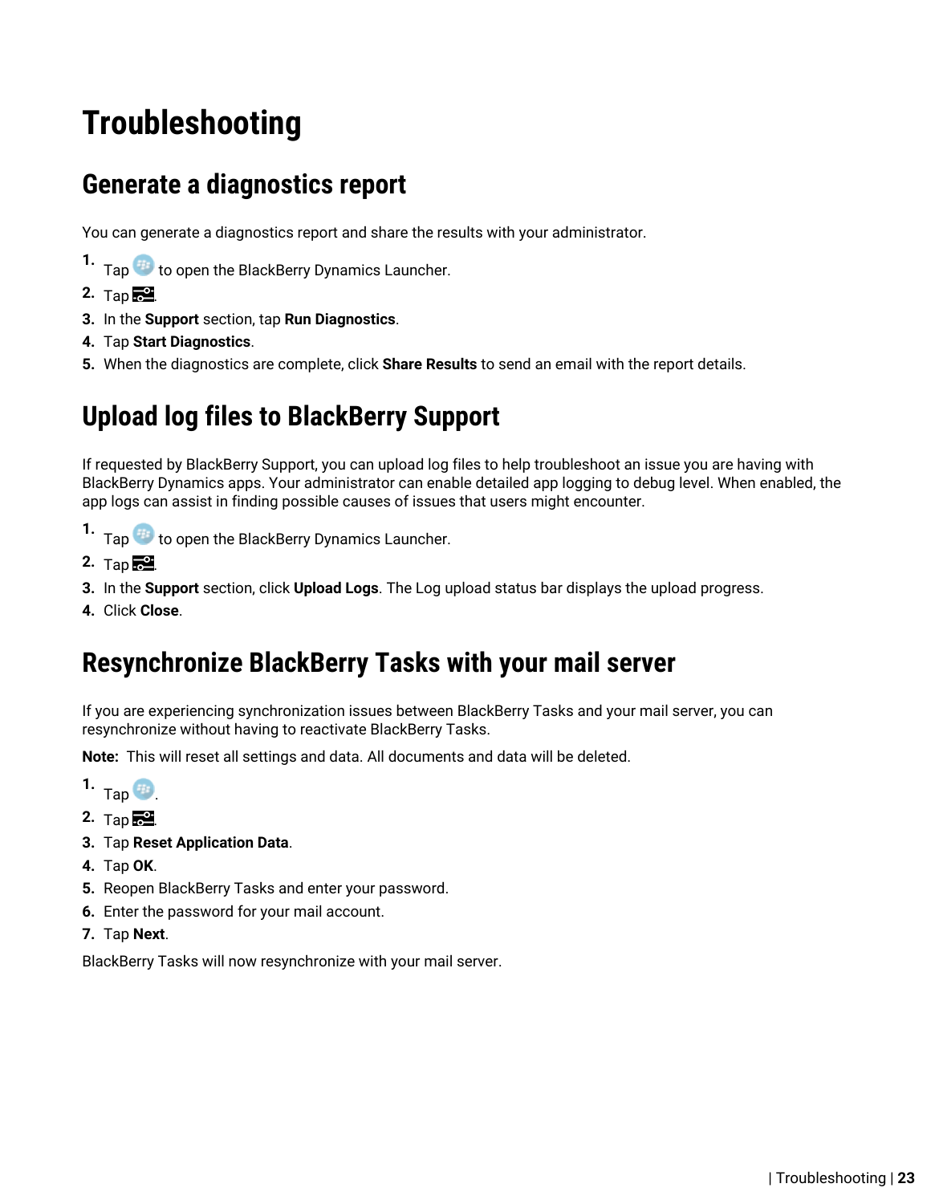# Troubleshooting

## Generate a diagnostics report

You can generate a diagnostics report and share the results with your administrator.

1. Tap to open the BlackBerry Dynamics Launcher.
2. Tap .
3. In the **Support** section, tap **Run Diagnostics**.
4. Tap **Start Diagnostics**.
5. When the diagnostics are complete, click **Share Results** to send an email with the report details.

## Upload log files to BlackBerry Support

If requested by BlackBerry Support, you can upload log files to help troubleshoot an issue you are having with BlackBerry Dynamics apps. Your administrator can enable detailed app logging to debug level. When enabled, the app logs can assist in finding possible causes of issues that users might encounter.

1. Tap to open the BlackBerry Dynamics Launcher.
2. Tap .
3. In the **Support** section, click **Upload Logs**. The Log upload status bar displays the upload progress.
4. Click **Close**.

## Resynchronize BlackBerry Tasks with your mail server

If you are experiencing synchronization issues between BlackBerry Tasks and your mail server, you can resynchronize without having to reactivate BlackBerry Tasks.

**Note:** This will reset all settings and data. All documents and data will be deleted.

1. Tap .
2. Tap .
3. Tap **Reset Application Data**.
4. Tap **OK**.
5. Reopen BlackBerry Tasks and enter your password.
6. Enter the password for your mail account.
7. Tap **Next**.

BlackBerry Tasks will now resynchronize with your mail server.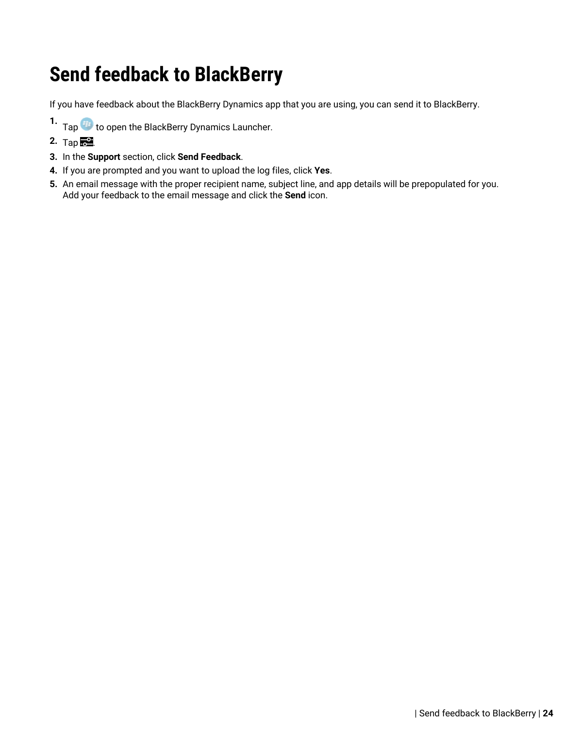# Send feedback to BlackBerry

If you have feedback about the BlackBerry Dynamics app that you are using, you can send it to BlackBerry.

1. Tap  to open the BlackBerry Dynamics Launcher.
2. Tap .
3. In the **Support** section, click **Send Feedback**.
4. If you are prompted and you want to upload the log files, click **Yes**.
5. An email message with the proper recipient name, subject line, and app details will be prepopulated for you. Add your feedback to the email message and click the **Send** icon.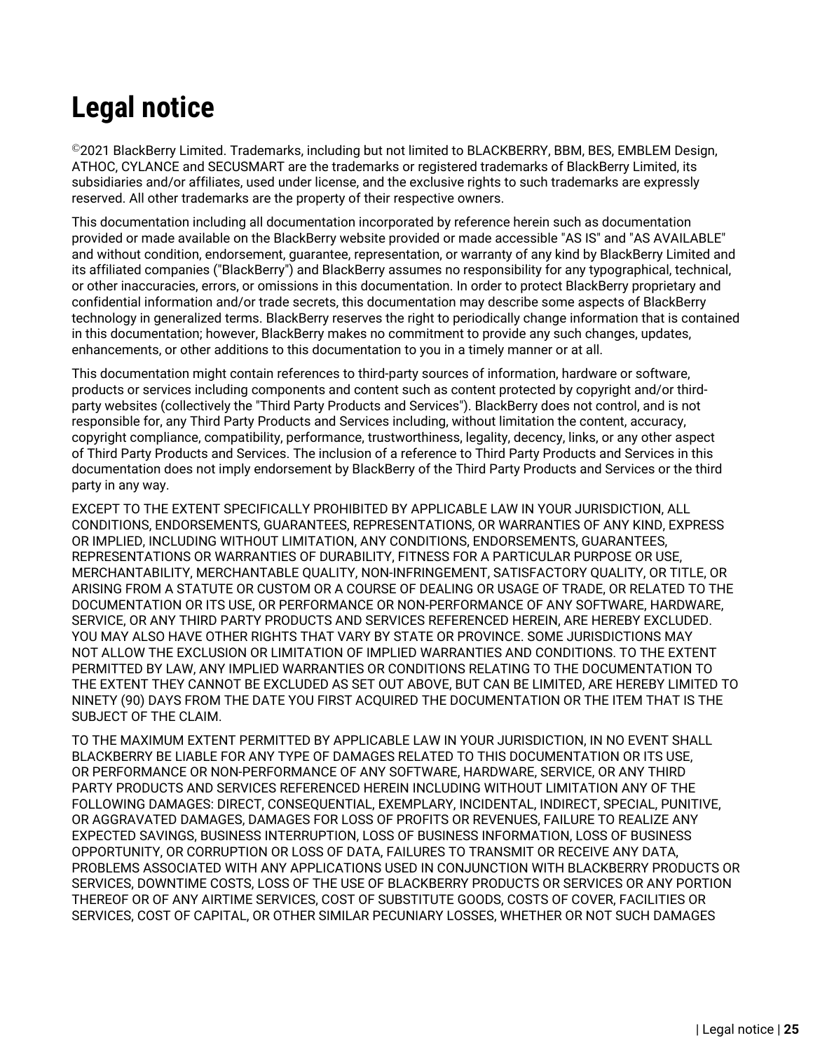# Legal notice

©2021 BlackBerry Limited. Trademarks, including but not limited to BLACKBERRY, BBM, BES, EMBLEM Design, ATHOC, CYLANCE and SECUSMART are the trademarks or registered trademarks of BlackBerry Limited, its subsidiaries and/or affiliates, used under license, and the exclusive rights to such trademarks are expressly reserved. All other trademarks are the property of their respective owners.

This documentation including all documentation incorporated by reference herein such as documentation provided or made available on the BlackBerry website provided or made accessible "AS IS" and "AS AVAILABLE" and without condition, endorsement, guarantee, representation, or warranty of any kind by BlackBerry Limited and its affiliated companies ("BlackBerry") and BlackBerry assumes no responsibility for any typographical, technical, or other inaccuracies, errors, or omissions in this documentation. In order to protect BlackBerry proprietary and confidential information and/or trade secrets, this documentation may describe some aspects of BlackBerry technology in generalized terms. BlackBerry reserves the right to periodically change information that is contained in this documentation; however, BlackBerry makes no commitment to provide any such changes, updates, enhancements, or other additions to this documentation to you in a timely manner or at all.

This documentation might contain references to third-party sources of information, hardware or software, products or services including components and content such as content protected by copyright and/or third-party websites (collectively the "Third Party Products and Services"). BlackBerry does not control, and is not responsible for, any Third Party Products and Services including, without limitation the content, accuracy, copyright compliance, compatibility, performance, trustworthiness, legality, decency, links, or any other aspect of Third Party Products and Services. The inclusion of a reference to Third Party Products and Services in this documentation does not imply endorsement by BlackBerry of the Third Party Products and Services or the third party in any way.

EXCEPT TO THE EXTENT SPECIFICALLY PROHIBITED BY APPLICABLE LAW IN YOUR JURISDICTION, ALL CONDITIONS, ENDORSEMENTS, GUARANTEES, REPRESENTATIONS, OR WARRANTIES OF ANY KIND, EXPRESS OR IMPLIED, INCLUDING WITHOUT LIMITATION, ANY CONDITIONS, ENDORSEMENTS, GUARANTEES, REPRESENTATIONS OR WARRANTIES OF DURABILITY, FITNESS FOR A PARTICULAR PURPOSE OR USE, MERCHANTABILITY, MERCHANTABLE QUALITY, NON-INFRINGEMENT, SATISFACTORY QUALITY, OR TITLE, OR ARISING FROM A STATUTE OR CUSTOM OR A COURSE OF DEALING OR USAGE OF TRADE, OR RELATED TO THE DOCUMENTATION OR ITS USE, OR PERFORMANCE OR NON-PERFORMANCE OF ANY SOFTWARE, HARDWARE, SERVICE, OR ANY THIRD PARTY PRODUCTS AND SERVICES REFERENCED HEREIN, ARE HEREBY EXCLUDED. YOU MAY ALSO HAVE OTHER RIGHTS THAT VARY BY STATE OR PROVINCE. SOME JURISDICTIONS MAY NOT ALLOW THE EXCLUSION OR LIMITATION OF IMPLIED WARRANTIES AND CONDITIONS. TO THE EXTENT PERMITTED BY LAW, ANY IMPLIED WARRANTIES OR CONDITIONS RELATING TO THE DOCUMENTATION TO THE EXTENT THEY CANNOT BE EXCLUDED AS SET OUT ABOVE, BUT CAN BE LIMITED, ARE HEREBY LIMITED TO NINETY (90) DAYS FROM THE DATE YOU FIRST ACQUIRED THE DOCUMENTATION OR THE ITEM THAT IS THE SUBJECT OF THE CLAIM.

TO THE MAXIMUM EXTENT PERMITTED BY APPLICABLE LAW IN YOUR JURISDICTION, IN NO EVENT SHALL BLACKBERRY BE LIABLE FOR ANY TYPE OF DAMAGES RELATED TO THIS DOCUMENTATION OR ITS USE, OR PERFORMANCE OR NON-PERFORMANCE OF ANY SOFTWARE, HARDWARE, SERVICE, OR ANY THIRD PARTY PRODUCTS AND SERVICES REFERENCED HEREIN INCLUDING WITHOUT LIMITATION ANY OF THE FOLLOWING DAMAGES: DIRECT, CONSEQUENTIAL, EXEMPLARY, INCIDENTAL, INDIRECT, SPECIAL, PUNITIVE, OR AGGRAVATED DAMAGES, DAMAGES FOR LOSS OF PROFITS OR REVENUES, FAILURE TO REALIZE ANY EXPECTED SAVINGS, BUSINESS INTERRUPTION, LOSS OF BUSINESS INFORMATION, LOSS OF BUSINESS OPPORTUNITY, OR CORRUPTION OR LOSS OF DATA, FAILURES TO TRANSMIT OR RECEIVE ANY DATA, PROBLEMS ASSOCIATED WITH ANY APPLICATIONS USED IN CONJUNCTION WITH BLACKBERRY PRODUCTS OR SERVICES, DOWNTIME COSTS, LOSS OF THE USE OF BLACKBERRY PRODUCTS OR SERVICES OR ANY PORTION THEREOF OR OF ANY AIRTIME SERVICES, COST OF SUBSTITUTE GOODS, COSTS OF COVER, FACILITIES OR SERVICES, COST OF CAPITAL, OR OTHER SIMILAR PECUNIARY LOSSES, WHETHER OR NOT SUCH DAMAGES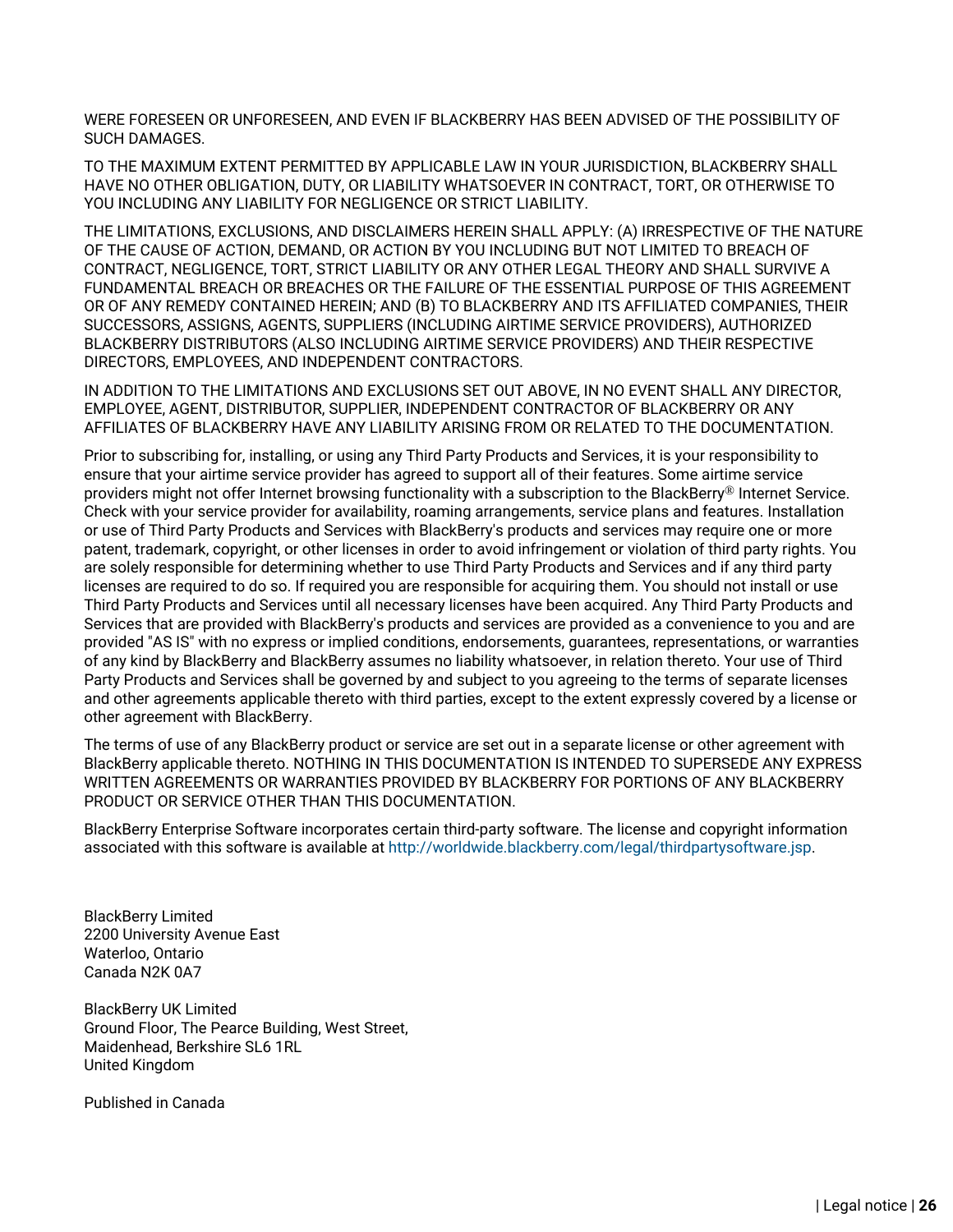WERE FORESEEN OR UNFORESEEN, AND EVEN IF BLACKBERRY HAS BEEN ADVISED OF THE POSSIBILITY OF SUCH DAMAGES.

TO THE MAXIMUM EXTENT PERMITTED BY APPLICABLE LAW IN YOUR JURISDICTION, BLACKBERRY SHALL HAVE NO OTHER OBLIGATION, DUTY, OR LIABILITY WHATSOEVER IN CONTRACT, TORT, OR OTHERWISE TO YOU INCLUDING ANY LIABILITY FOR NEGLIGENCE OR STRICT LIABILITY.

THE LIMITATIONS, EXCLUSIONS, AND DISCLAIMERS HEREIN SHALL APPLY: (A) IRRESPECTIVE OF THE NATURE OF THE CAUSE OF ACTION, DEMAND, OR ACTION BY YOU INCLUDING BUT NOT LIMITED TO BREACH OF CONTRACT, NEGLIGENCE, TORT, STRICT LIABILITY OR ANY OTHER LEGAL THEORY AND SHALL SURVIVE A FUNDAMENTAL BREACH OR BREACHES OR THE FAILURE OF THE ESSENTIAL PURPOSE OF THIS AGREEMENT OR OF ANY REMEDY CONTAINED HEREIN; AND (B) TO BLACKBERRY AND ITS AFFILIATED COMPANIES, THEIR SUCCESSORS, ASSIGNS, AGENTS, SUPPLIERS (INCLUDING AIRTIME SERVICE PROVIDERS), AUTHORIZED BLACKBERRY DISTRIBUTORS (ALSO INCLUDING AIRTIME SERVICE PROVIDERS) AND THEIR RESPECTIVE DIRECTORS, EMPLOYEES, AND INDEPENDENT CONTRACTORS.

IN ADDITION TO THE LIMITATIONS AND EXCLUSIONS SET OUT ABOVE, IN NO EVENT SHALL ANY DIRECTOR, EMPLOYEE, AGENT, DISTRIBUTOR, SUPPLIER, INDEPENDENT CONTRACTOR OF BLACKBERRY OR ANY AFFILIATES OF BLACKBERRY HAVE ANY LIABILITY ARISING FROM OR RELATED TO THE DOCUMENTATION.

Prior to subscribing for, installing, or using any Third Party Products and Services, it is your responsibility to ensure that your airtime service provider has agreed to support all of their features. Some airtime service providers might not offer Internet browsing functionality with a subscription to the BlackBerry® Internet Service. Check with your service provider for availability, roaming arrangements, service plans and features. Installation or use of Third Party Products and Services with BlackBerry's products and services may require one or more patent, trademark, copyright, or other licenses in order to avoid infringement or violation of third party rights. You are solely responsible for determining whether to use Third Party Products and Services and if any third party licenses are required to do so. If required you are responsible for acquiring them. You should not install or use Third Party Products and Services until all necessary licenses have been acquired. Any Third Party Products and Services that are provided with BlackBerry's products and services are provided as a convenience to you and are provided "AS IS" with no express or implied conditions, endorsements, guarantees, representations, or warranties of any kind by BlackBerry and BlackBerry assumes no liability whatsoever, in relation thereto. Your use of Third Party Products and Services shall be governed by and subject to you agreeing to the terms of separate licenses and other agreements applicable thereto with third parties, except to the extent expressly covered by a license or other agreement with BlackBerry.

The terms of use of any BlackBerry product or service are set out in a separate license or other agreement with BlackBerry applicable thereto. NOTHING IN THIS DOCUMENTATION IS INTENDED TO SUPERSEDE ANY EXPRESS WRITTEN AGREEMENTS OR WARRANTIES PROVIDED BY BLACKBERRY FOR PORTIONS OF ANY BLACKBERRY PRODUCT OR SERVICE OTHER THAN THIS DOCUMENTATION.

BlackBerry Enterprise Software incorporates certain third-party software. The license and copyright information associated with this software is available at http://worldwide.blackberry.com/legal/thirdpartysoftware.jsp.

BlackBerry Limited
2200 University Avenue East
Waterloo, Ontario
Canada N2K 0A7

BlackBerry UK Limited
Ground Floor, The Pearce Building, West Street,
Maidenhead, Berkshire SL6 1RL
United Kingdom

Published in Canada